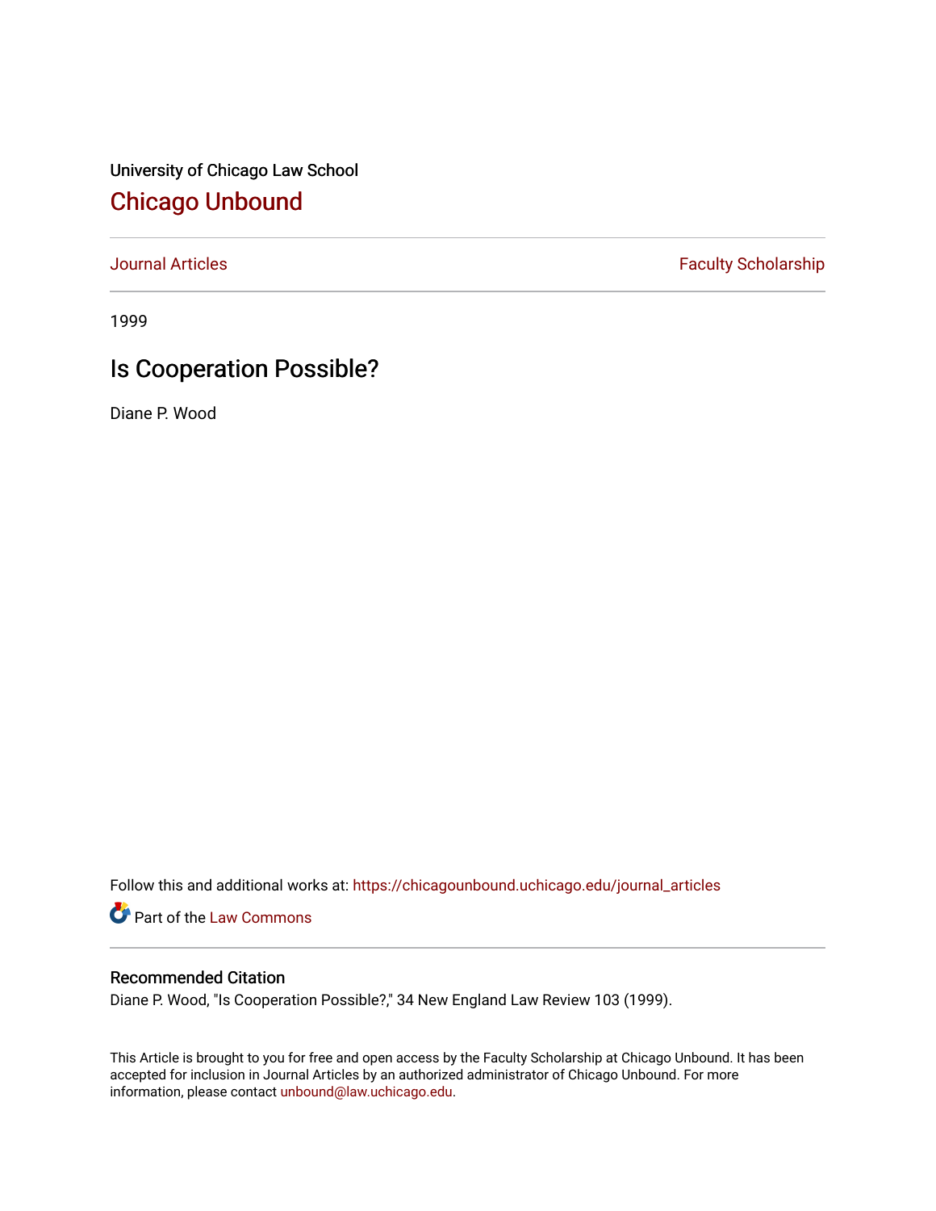University of Chicago Law School

# Chicago Unbound

Journal Articles | Faculty Scholarship

1999

## Is Cooperation Possible?

Diane P. Wood

Follow this and additional works at: https://chicagounbound.uchicago.edu/journal_articles

Part of the Law Commons

### Recommended Citation

Diane P. Wood, "Is Cooperation Possible?," 34 New England Law Review 103 (1999).

This Article is brought to you for free and open access by the Faculty Scholarship at Chicago Unbound. It has been accepted for inclusion in Journal Articles by an authorized administrator of Chicago Unbound. For more information, please contact unbound@law.uchicago.edu.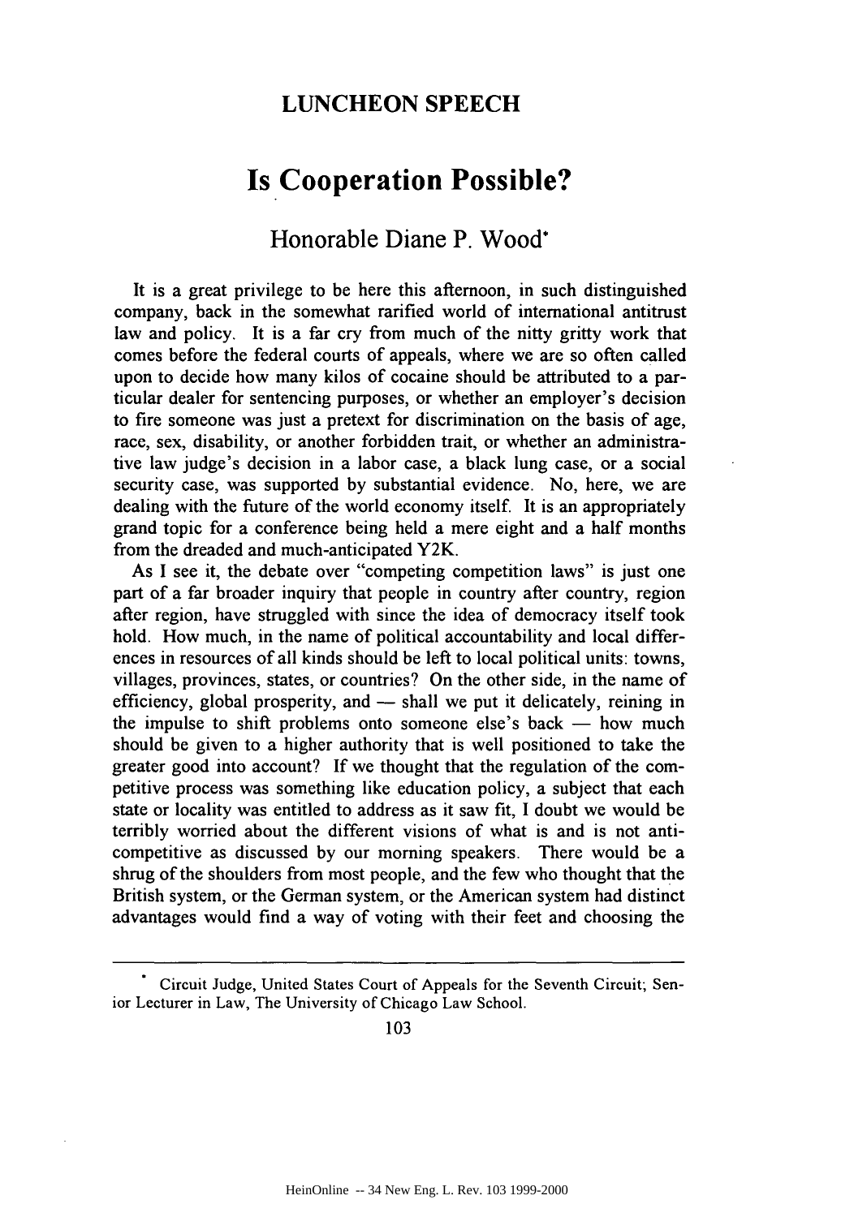## LUNCHEON SPEECH

# Is Cooperation Possible?

### Honorable Diane P. Wood*

It is a great privilege to be here this afternoon, in such distinguished company, back in the somewhat rarified world of international antitrust law and policy. It is a far cry from much of the nitty gritty work that comes before the federal courts of appeals, where we are so often called upon to decide how many kilos of cocaine should be attributed to a particular dealer for sentencing purposes, or whether an employer's decision to fire someone was just a pretext for discrimination on the basis of age, race, sex, disability, or another forbidden trait, or whether an administrative law judge's decision in a labor case, a black lung case, or a social security case, was supported by substantial evidence. No, here, we are dealing with the future of the world economy itself. It is an appropriately grand topic for a conference being held a mere eight and a half months from the dreaded and much-anticipated Y2K.

As I see it, the debate over "competing competition laws" is just one part of a far broader inquiry that people in country after country, region after region, have struggled with since the idea of democracy itself took hold. How much, in the name of political accountability and local differences in resources of all kinds should be left to local political units: towns, villages, provinces, states, or countries? On the other side, in the name of efficiency, global prosperity, and — shall we put it delicately, reining in the impulse to shift problems onto someone else's back — how much should be given to a higher authority that is well positioned to take the greater good into account? If we thought that the regulation of the competitive process was something like education policy, a subject that each state or locality was entitled to address as it saw fit, I doubt we would be terribly worried about the different visions of what is and is not anticompetitive as discussed by our morning speakers. There would be a shrug of the shoulders from most people, and the few who thought that the British system, or the German system, or the American system had distinct advantages would find a way of voting with their feet and choosing the

---

\* Circuit Judge, United States Court of Appeals for the Seventh Circuit; Senior Lecturer in Law, The University of Chicago Law School.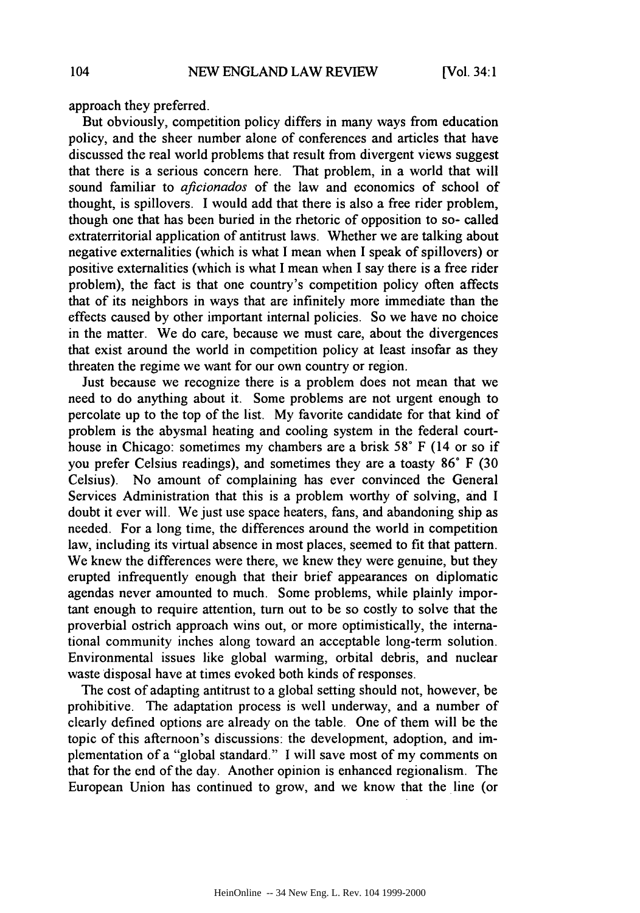approach they preferred.

But obviously, competition policy differs in many ways from education policy, and the sheer number alone of conferences and articles that have discussed the real world problems that result from divergent views suggest that there is a serious concern here. That problem, in a world that will sound familiar to *aficionados* of the law and economics of school of thought, is spillovers. I would add that there is also a free rider problem, though one that has been buried in the rhetoric of opposition to so- called extraterritorial application of antitrust laws. Whether we are talking about negative externalities (which is what I mean when I speak of spillovers) or positive externalities (which is what I mean when I say there is a free rider problem), the fact is that one country's competition policy often affects that of its neighbors in ways that are infinitely more immediate than the effects caused by other important internal policies. So we have no choice in the matter. We do care, because we must care, about the divergences that exist around the world in competition policy at least insofar as they threaten the regime we want for our own country or region.

Just because we recognize there is a problem does not mean that we need to do anything about it. Some problems are not urgent enough to percolate up to the top of the list. My favorite candidate for that kind of problem is the abysmal heating and cooling system in the federal courthouse in Chicago: sometimes my chambers are a brisk 58° F (14 or so if you prefer Celsius readings), and sometimes they are a toasty 86° F (30 Celsius). No amount of complaining has ever convinced the General Services Administration that this is a problem worthy of solving, and I doubt it ever will. We just use space heaters, fans, and abandoning ship as needed. For a long time, the differences around the world in competition law, including its virtual absence in most places, seemed to fit that pattern. We knew the differences were there, we knew they were genuine, but they erupted infrequently enough that their brief appearances on diplomatic agendas never amounted to much. Some problems, while plainly important enough to require attention, turn out to be so costly to solve that the proverbial ostrich approach wins out, or more optimistically, the international community inches along toward an acceptable long-term solution. Environmental issues like global warming, orbital debris, and nuclear waste disposal have at times evoked both kinds of responses.

The cost of adapting antitrust to a global setting should not, however, be prohibitive. The adaptation process is well underway, and a number of clearly defined options are already on the table. One of them will be the topic of this afternoon's discussions: the development, adoption, and implementation of a "global standard." I will save most of my comments on that for the end of the day. Another opinion is enhanced regionalism. The European Union has continued to grow, and we know that the line (or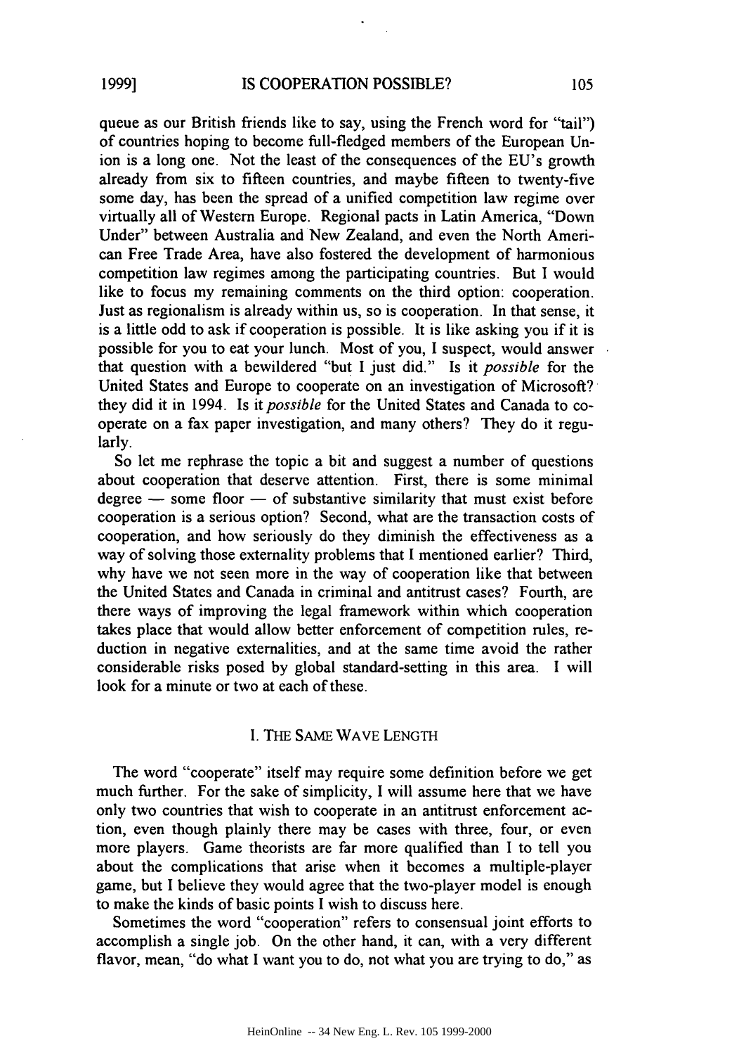queue as our British friends like to say, using the French word for "tail") of countries hoping to become full-fledged members of the European Union is a long one. Not the least of the consequences of the EU's growth already from six to fifteen countries, and maybe fifteen to twenty-five some day, has been the spread of a unified competition law regime over virtually all of Western Europe. Regional pacts in Latin America, "Down Under" between Australia and New Zealand, and even the North American Free Trade Area, have also fostered the development of harmonious competition law regimes among the participating countries. But I would like to focus my remaining comments on the third option: cooperation. Just as regionalism is already within us, so is cooperation. In that sense, it is a little odd to ask if cooperation is possible. It is like asking you if it is possible for you to eat your lunch. Most of you, I suspect, would answer that question with a bewildered "but I just did." Is it *possible* for the United States and Europe to cooperate on an investigation of Microsoft? they did it in 1994. Is it *possible* for the United States and Canada to cooperate on a fax paper investigation, and many others? They do it regularly.

So let me rephrase the topic a bit and suggest a number of questions about cooperation that deserve attention. First, there is some minimal degree — some floor — of substantive similarity that must exist before cooperation is a serious option? Second, what are the transaction costs of cooperation, and how seriously do they diminish the effectiveness as a way of solving those externality problems that I mentioned earlier? Third, why have we not seen more in the way of cooperation like that between the United States and Canada in criminal and antitrust cases? Fourth, are there ways of improving the legal framework within which cooperation takes place that would allow better enforcement of competition rules, reduction in negative externalities, and at the same time avoid the rather considerable risks posed by global standard-setting in this area. I will look for a minute or two at each of these.

## I. THE SAME WAVE LENGTH

The word "cooperate" itself may require some definition before we get much further. For the sake of simplicity, I will assume here that we have only two countries that wish to cooperate in an antitrust enforcement action, even though plainly there may be cases with three, four, or even more players. Game theorists are far more qualified than I to tell you about the complications that arise when it becomes a multiple-player game, but I believe they would agree that the two-player model is enough to make the kinds of basic points I wish to discuss here.

Sometimes the word "cooperation" refers to consensual joint efforts to accomplish a single job. On the other hand, it can, with a very different flavor, mean, "do what I want you to do, not what you are trying to do," as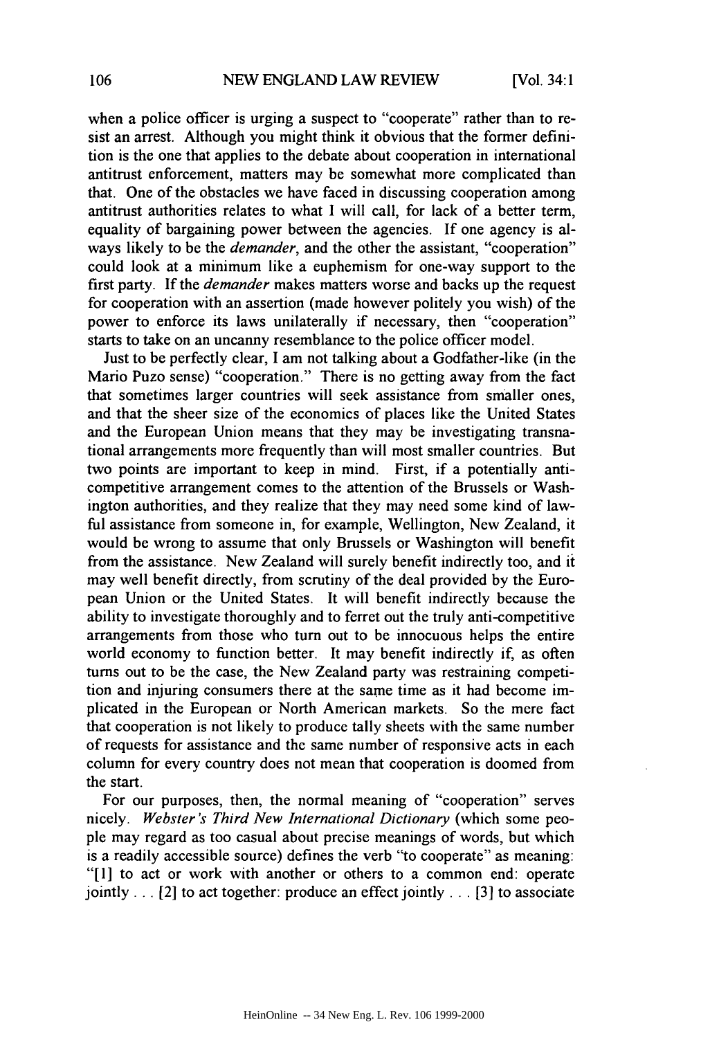when a police officer is urging a suspect to "cooperate" rather than to resist an arrest. Although you might think it obvious that the former definition is the one that applies to the debate about cooperation in international antitrust enforcement, matters may be somewhat more complicated than that. One of the obstacles we have faced in discussing cooperation among antitrust authorities relates to what I will call, for lack of a better term, equality of bargaining power between the agencies. If one agency is always likely to be the *demander*, and the other the assistant, "cooperation" could look at a minimum like a euphemism for one-way support to the first party. If the *demander* makes matters worse and backs up the request for cooperation with an assertion (made however politely you wish) of the power to enforce its laws unilaterally if necessary, then "cooperation" starts to take on an uncanny resemblance to the police officer model.

Just to be perfectly clear, I am not talking about a Godfather-like (in the Mario Puzo sense) "cooperation." There is no getting away from the fact that sometimes larger countries will seek assistance from smaller ones, and that the sheer size of the economics of places like the United States and the European Union means that they may be investigating transnational arrangements more frequently than will most smaller countries. But two points are important to keep in mind. First, if a potentially anti-competitive arrangement comes to the attention of the Brussels or Washington authorities, and they realize that they may need some kind of lawful assistance from someone in, for example, Wellington, New Zealand, it would be wrong to assume that only Brussels or Washington will benefit from the assistance. New Zealand will surely benefit indirectly too, and it may well benefit directly, from scrutiny of the deal provided by the European Union or the United States. It will benefit indirectly because the ability to investigate thoroughly and to ferret out the truly anti-competitive arrangements from those who turn out to be innocuous helps the entire world economy to function better. It may benefit indirectly if, as often turns out to be the case, the New Zealand party was restraining competition and injuring consumers there at the same time as it had become implicated in the European or North American markets. So the mere fact that cooperation is not likely to produce tally sheets with the same number of requests for assistance and the same number of responsive acts in each column for every country does not mean that cooperation is doomed from the start.

For our purposes, then, the normal meaning of "cooperation" serves nicely. *Webster's Third New International Dictionary* (which some people may regard as too casual about precise meanings of words, but which is a readily accessible source) defines the verb "to cooperate" as meaning: "[1] to act or work with another or others to a common end: operate jointly . . . [2] to act together: produce an effect jointly . . . [3] to associate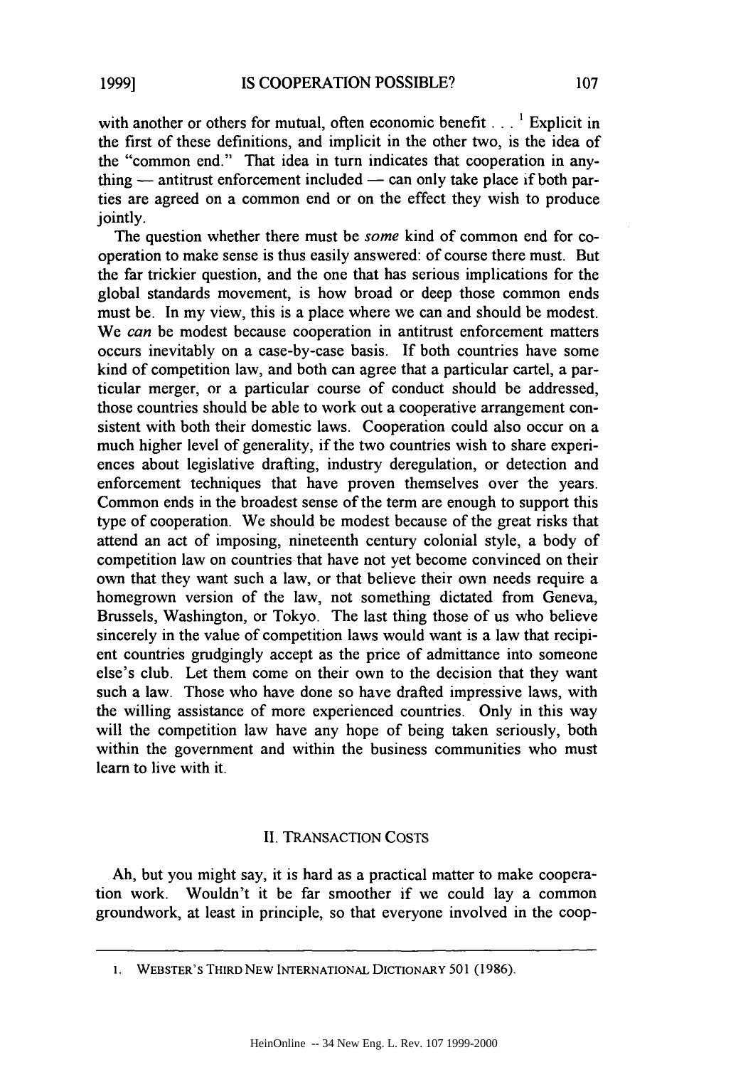with another or others for mutual, often economic benefit . . . [1] Explicit in the first of these definitions, and implicit in the other two, is the idea of the "common end." That idea in turn indicates that cooperation in anything — antitrust enforcement included — can only take place if both parties are agreed on a common end or on the effect they wish to produce jointly.

The question whether there must be *some* kind of common end for cooperation to make sense is thus easily answered: of course there must. But the far trickier question, and the one that has serious implications for the global standards movement, is how broad or deep those common ends must be. In my view, this is a place where we can and should be modest. We *can* be modest because cooperation in antitrust enforcement matters occurs inevitably on a case-by-case basis. If both countries have some kind of competition law, and both can agree that a particular cartel, a particular merger, or a particular course of conduct should be addressed, those countries should be able to work out a cooperative arrangement consistent with both their domestic laws. Cooperation could also occur on a much higher level of generality, if the two countries wish to share experiences about legislative drafting, industry deregulation, or detection and enforcement techniques that have proven themselves over the years. Common ends in the broadest sense of the term are enough to support this type of cooperation. We should be modest because of the great risks that attend an act of imposing, nineteenth century colonial style, a body of competition law on countries that have not yet become convinced on their own that they want such a law, or that believe their own needs require a homegrown version of the law, not something dictated from Geneva, Brussels, Washington, or Tokyo. The last thing those of us who believe sincerely in the value of competition laws would want is a law that recipient countries grudgingly accept as the price of admittance into someone else's club. Let them come on their own to the decision that they want such a law. Those who have done so have drafted impressive laws, with the willing assistance of more experienced countries. Only in this way will the competition law have any hope of being taken seriously, both within the government and within the business communities who must learn to live with it.

## II. TRANSACTION COSTS

Ah, but you might say, it is hard as a practical matter to make cooperation work. Wouldn't it be far smoother if we could lay a common groundwork, at least in principle, so that everyone involved in the coop-

---

1. WEBSTER'S THIRD NEW INTERNATIONAL DICTIONARY 501 (1986).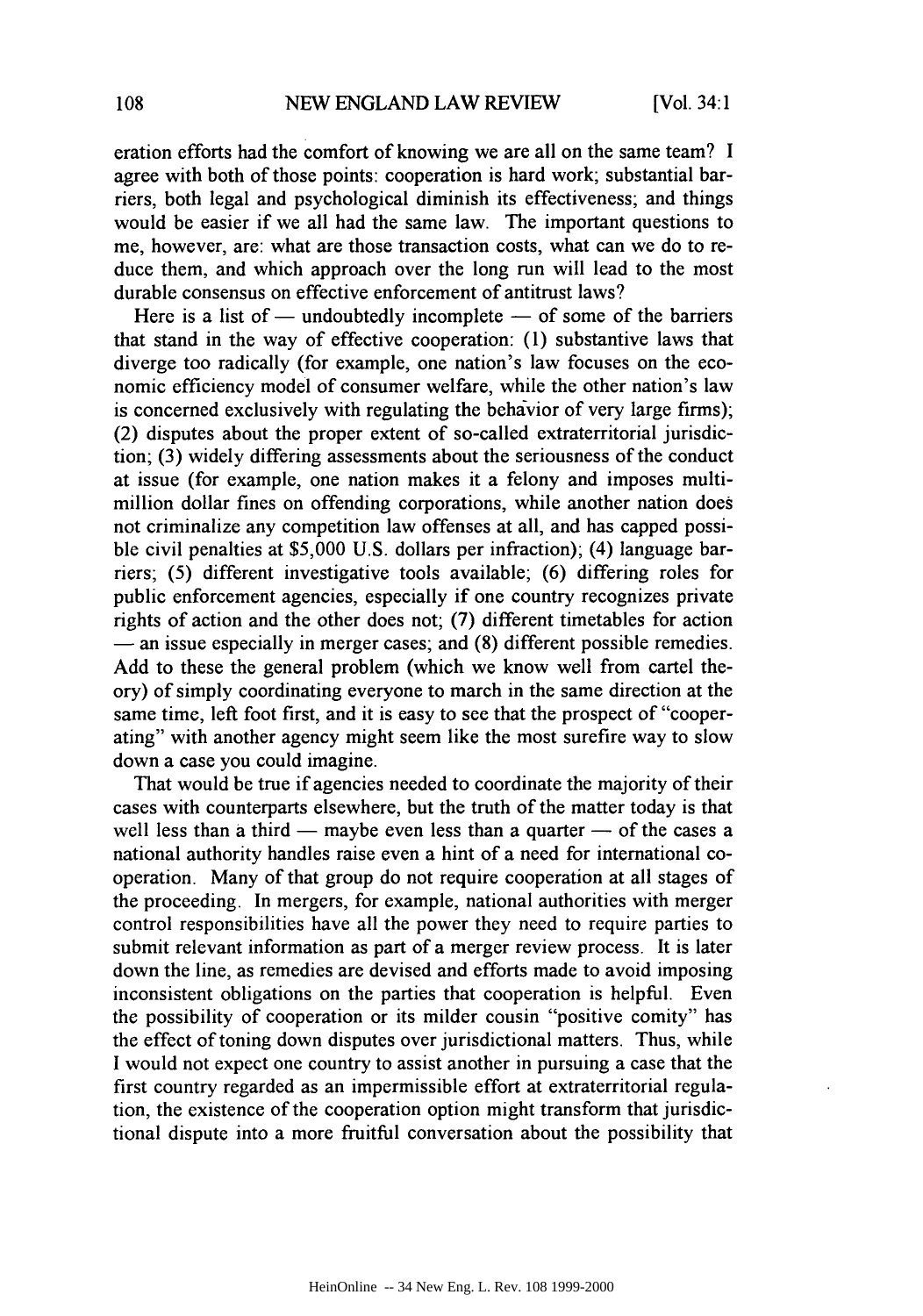eration efforts had the comfort of knowing we are all on the same team? I agree with both of those points: cooperation is hard work; substantial barriers, both legal and psychological diminish its effectiveness; and things would be easier if we all had the same law. The important questions to me, however, are: what are those transaction costs, what can we do to reduce them, and which approach over the long run will lead to the most durable consensus on effective enforcement of antitrust laws?

Here is a list of — undoubtedly incomplete — of some of the barriers that stand in the way of effective cooperation: (1) substantive laws that diverge too radically (for example, one nation's law focuses on the economic efficiency model of consumer welfare, while the other nation's law is concerned exclusively with regulating the behavior of very large firms); (2) disputes about the proper extent of so-called extraterritorial jurisdiction; (3) widely differing assessments about the seriousness of the conduct at issue (for example, one nation makes it a felony and imposes multi-million dollar fines on offending corporations, while another nation does not criminalize any competition law offenses at all, and has capped possible civil penalties at $5,000 U.S. dollars per infraction); (4) language barriers; (5) different investigative tools available; (6) differing roles for public enforcement agencies, especially if one country recognizes private rights of action and the other does not; (7) different timetables for action — an issue especially in merger cases; and (8) different possible remedies. Add to these the general problem (which we know well from cartel theory) of simply coordinating everyone to march in the same direction at the same time, left foot first, and it is easy to see that the prospect of "cooperating" with another agency might seem like the most surefire way to slow down a case you could imagine.

That would be true if agencies needed to coordinate the majority of their cases with counterparts elsewhere, but the truth of the matter today is that well less than a third — maybe even less than a quarter — of the cases a national authority handles raise even a hint of a need for international cooperation. Many of that group do not require cooperation at all stages of the proceeding. In mergers, for example, national authorities with merger control responsibilities have all the power they need to require parties to submit relevant information as part of a merger review process. It is later down the line, as remedies are devised and efforts made to avoid imposing inconsistent obligations on the parties that cooperation is helpful. Even the possibility of cooperation or its milder cousin "positive comity" has the effect of toning down disputes over jurisdictional matters. Thus, while I would not expect one country to assist another in pursuing a case that the first country regarded as an impermissible effort at extraterritorial regulation, the existence of the cooperation option might transform that jurisdictional dispute into a more fruitful conversation about the possibility that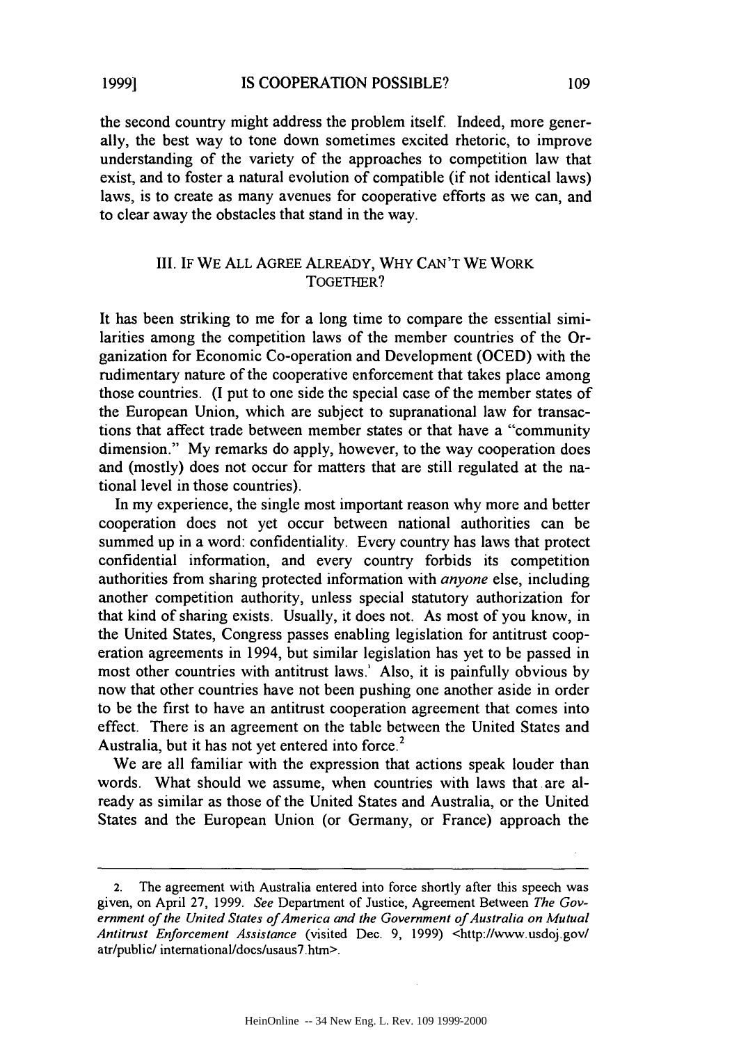the second country might address the problem itself. Indeed, more generally, the best way to tone down sometimes excited rhetoric, to improve understanding of the variety of the approaches to competition law that exist, and to foster a natural evolution of compatible (if not identical laws) laws, is to create as many avenues for cooperative efforts as we can, and to clear away the obstacles that stand in the way.

### III. IF WE ALL AGREE ALREADY, WHY CAN'T WE WORK TOGETHER?

It has been striking to me for a long time to compare the essential similarities among the competition laws of the member countries of the Organization for Economic Co-operation and Development (OCED) with the rudimentary nature of the cooperative enforcement that takes place among those countries. (I put to one side the special case of the member states of the European Union, which are subject to supranational law for transactions that affect trade between member states or that have a "community dimension." My remarks do apply, however, to the way cooperation does and (mostly) does not occur for matters that are still regulated at the national level in those countries).

In my experience, the single most important reason why more and better cooperation does not yet occur between national authorities can be summed up in a word: confidentiality. Every country has laws that protect confidential information, and every country forbids its competition authorities from sharing protected information with *anyone* else, including another competition authority, unless special statutory authorization for that kind of sharing exists. Usually, it does not. As most of you know, in the United States, Congress passes enabling legislation for antitrust cooperation agreements in 1994, but similar legislation has yet to be passed in most other countries with antitrust laws.[1] Also, it is painfully obvious by now that other countries have not been pushing one another aside in order to be the first to have an antitrust cooperation agreement that comes into effect. There is an agreement on the table between the United States and Australia, but it has not yet entered into force.[2]

We are all familiar with the expression that actions speak louder than words. What should we assume, when countries with laws that are already as similar as those of the United States and Australia, or the United States and the European Union (or Germany, or France) approach the

---

2. The agreement with Australia entered into force shortly after this speech was given, on April 27, 1999. *See* Department of Justice, Agreement Between *The Government of the United States of America and the Government of Australia on Mutual Antitrust Enforcement Assistance* (visited Dec. 9, 1999) <http://www.usdoj.gov/atr/public/ international/docs/usaus7.htm>.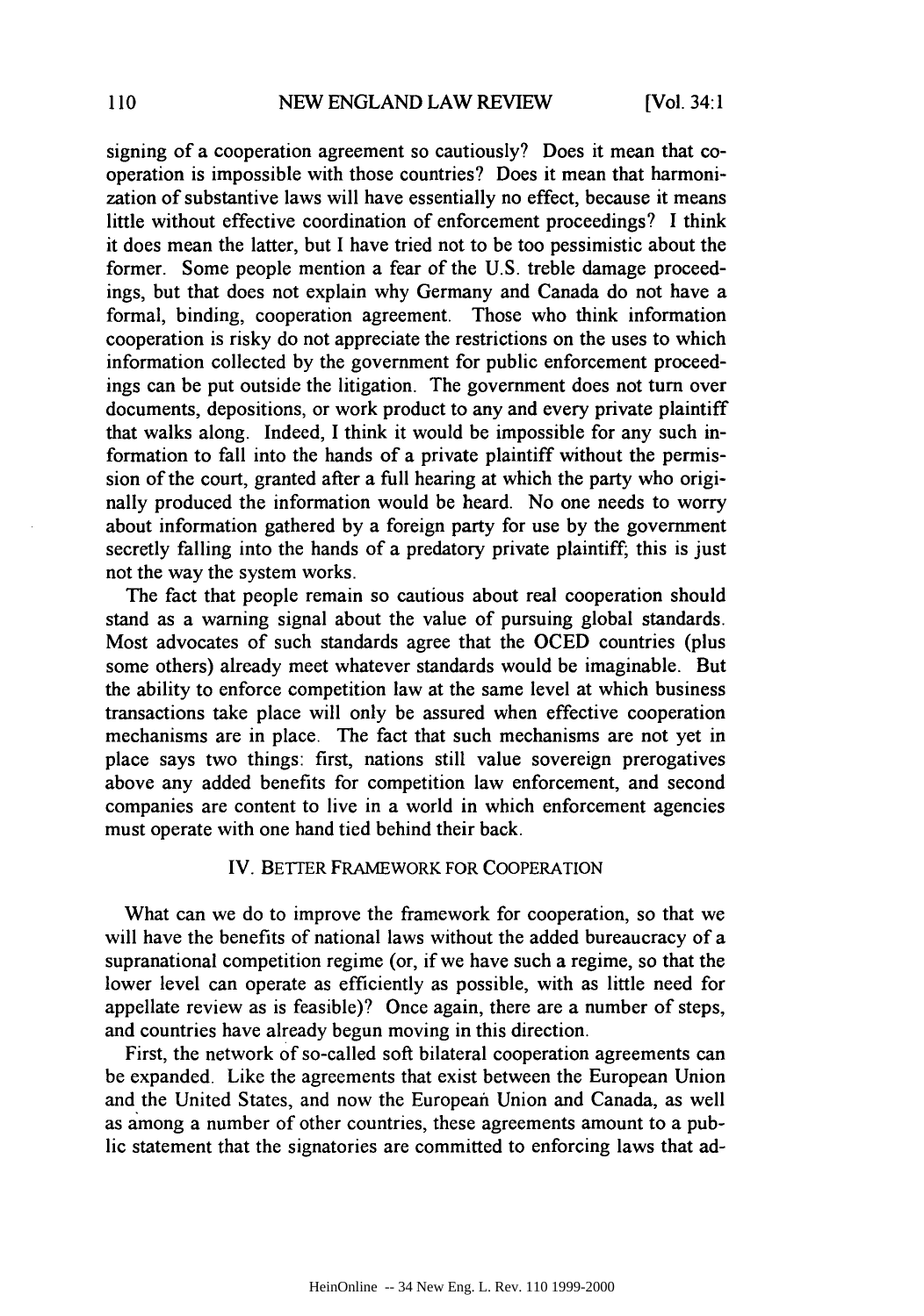signing of a cooperation agreement so cautiously? Does it mean that cooperation is impossible with those countries? Does it mean that harmonization of substantive laws will have essentially no effect, because it means little without effective coordination of enforcement proceedings? I think it does mean the latter, but I have tried not to be too pessimistic about the former. Some people mention a fear of the U.S. treble damage proceedings, but that does not explain why Germany and Canada do not have a formal, binding, cooperation agreement. Those who think information cooperation is risky do not appreciate the restrictions on the uses to which information collected by the government for public enforcement proceedings can be put outside the litigation. The government does not turn over documents, depositions, or work product to any and every private plaintiff that walks along. Indeed, I think it would be impossible for any such information to fall into the hands of a private plaintiff without the permission of the court, granted after a full hearing at which the party who originally produced the information would be heard. No one needs to worry about information gathered by a foreign party for use by the government secretly falling into the hands of a predatory private plaintiff; this is just not the way the system works.

The fact that people remain so cautious about real cooperation should stand as a warning signal about the value of pursuing global standards. Most advocates of such standards agree that the OCED countries (plus some others) already meet whatever standards would be imaginable. But the ability to enforce competition law at the same level at which business transactions take place will only be assured when effective cooperation mechanisms are in place. The fact that such mechanisms are not yet in place says two things: first, nations still value sovereign prerogatives above any added benefits for competition law enforcement, and second companies are content to live in a world in which enforcement agencies must operate with one hand tied behind their back.

## IV. BETTER FRAMEWORK FOR COOPERATION

What can we do to improve the framework for cooperation, so that we will have the benefits of national laws without the added bureaucracy of a supranational competition regime (or, if we have such a regime, so that the lower level can operate as efficiently as possible, with as little need for appellate review as is feasible)? Once again, there are a number of steps, and countries have already begun moving in this direction.

First, the network of so-called soft bilateral cooperation agreements can be expanded. Like the agreements that exist between the European Union and the United States, and now the European Union and Canada, as well as among a number of other countries, these agreements amount to a public statement that the signatories are committed to enforcing laws that ad-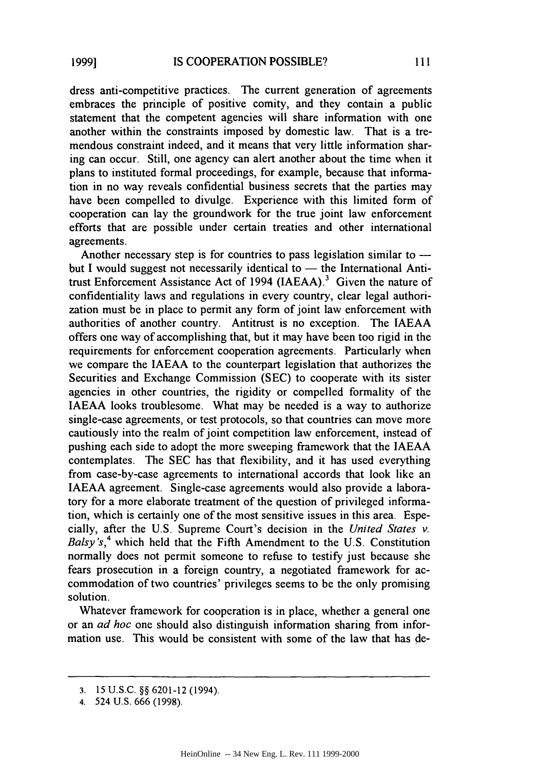dress anti-competitive practices. The current generation of agreements embraces the principle of positive comity, and they contain a public statement that the competent agencies will share information with one another within the constraints imposed by domestic law. That is a tremendous constraint indeed, and it means that very little information sharing can occur. Still, one agency can alert another about the time when it plans to instituted formal proceedings, for example, because that information in no way reveals confidential business secrets that the parties may have been compelled to divulge. Experience with this limited form of cooperation can lay the groundwork for the true joint law enforcement efforts that are possible under certain treaties and other international agreements.

Another necessary step is for countries to pass legislation similar to — but I would suggest not necessarily identical to — the International Antitrust Enforcement Assistance Act of 1994 (IAEAA).[3] Given the nature of confidentiality laws and regulations in every country, clear legal authorization must be in place to permit any form of joint law enforcement with authorities of another country. Antitrust is no exception. The IAEAA offers one way of accomplishing that, but it may have been too rigid in the requirements for enforcement cooperation agreements. Particularly when we compare the IAEAA to the counterpart legislation that authorizes the Securities and Exchange Commission (SEC) to cooperate with its sister agencies in other countries, the rigidity or compelled formality of the IAEAA looks troublesome. What may be needed is a way to authorize single-case agreements, or test protocols, so that countries can move more cautiously into the realm of joint competition law enforcement, instead of pushing each side to adopt the more sweeping framework that the IAEAA contemplates. The SEC has that flexibility, and it has used everything from case-by-case agreements to international accords that look like an IAEAA agreement. Single-case agreements would also provide a laboratory for a more elaborate treatment of the question of privileged information, which is certainly one of the most sensitive issues in this area. Especially, after the U.S. Supreme Court's decision in the *United States v. Balsy's*,[4] which held that the Fifth Amendment to the U.S. Constitution normally does not permit someone to refuse to testify just because she fears prosecution in a foreign country, a negotiated framework for accommodation of two countries' privileges seems to be the only promising solution.

Whatever framework for cooperation is in place, whether a general one or an *ad hoc* one should also distinguish information sharing from information use. This would be consistent with some of the law that has de-

---

3. 15 U.S.C. §§ 6201-12 (1994).

4. 524 U.S. 666 (1998).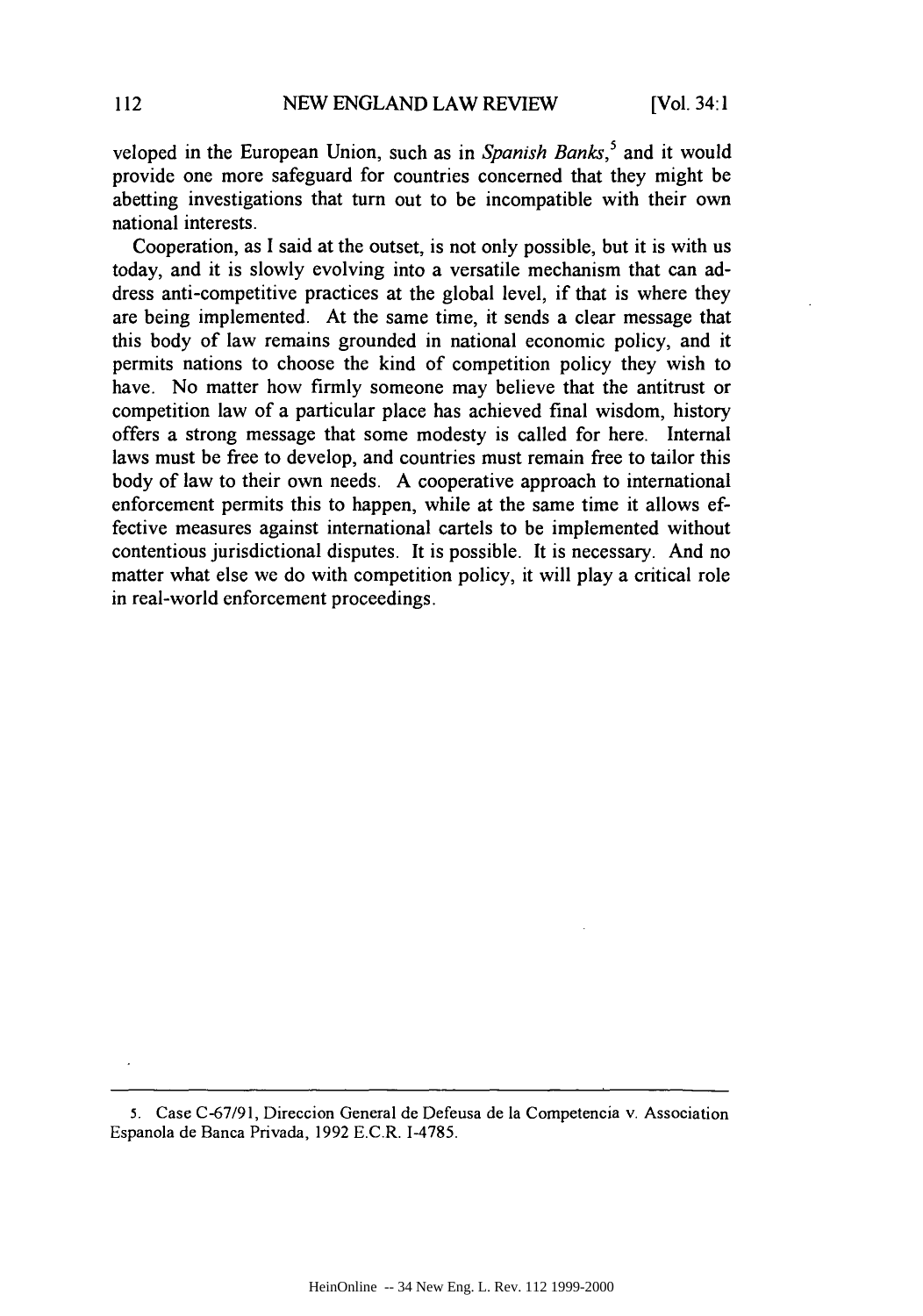veloped in the European Union, such as in *Spanish Banks*,[5] and it would provide one more safeguard for countries concerned that they might be abetting investigations that turn out to be incompatible with their own national interests.

Cooperation, as I said at the outset, is not only possible, but it is with us today, and it is slowly evolving into a versatile mechanism that can address anti-competitive practices at the global level, if that is where they are being implemented. At the same time, it sends a clear message that this body of law remains grounded in national economic policy, and it permits nations to choose the kind of competition policy they wish to have. No matter how firmly someone may believe that the antitrust or competition law of a particular place has achieved final wisdom, history offers a strong message that some modesty is called for here. Internal laws must be free to develop, and countries must remain free to tailor this body of law to their own needs. A cooperative approach to international enforcement permits this to happen, while at the same time it allows effective measures against international cartels to be implemented without contentious jurisdictional disputes. It is possible. It is necessary. And no matter what else we do with competition policy, it will play a critical role in real-world enforcement proceedings.

---

5. Case C-67/91, Direccion General de Defeusa de la Competencia v. Association Espanola de Banca Privada, 1992 E.C.R. I-4785.